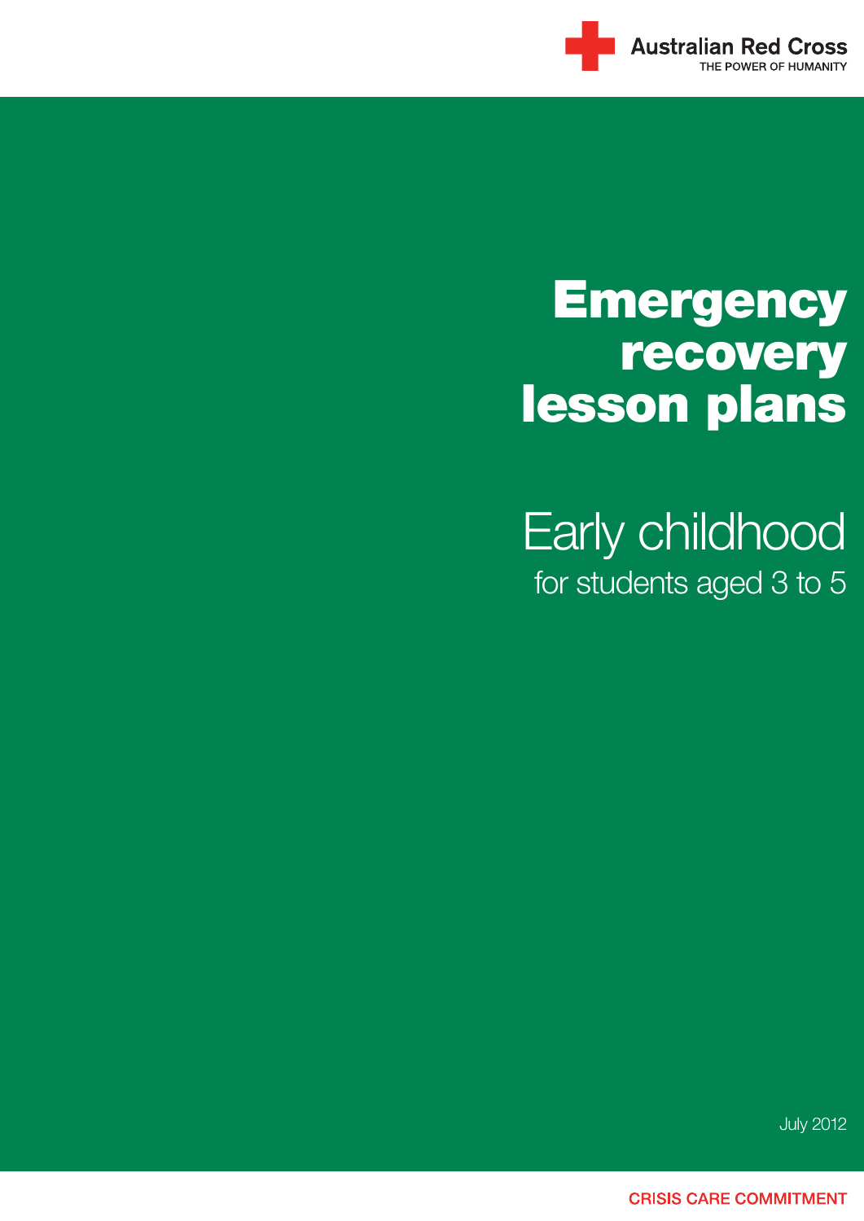Australian Red Cross
THE POWER OF HUMANITY

# Emergency recovery lesson plans

## Early childhood

for students aged 3 to 5

July 2012

CRISIS CARE COMMITMENT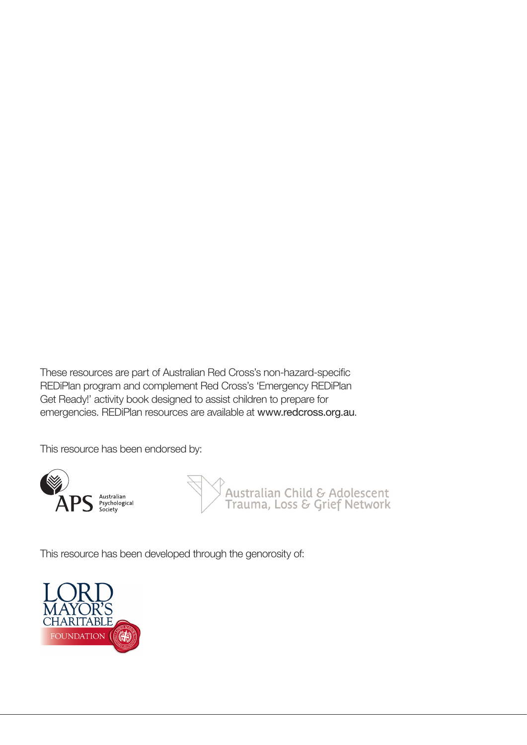These resources are part of Australian Red Cross's non-hazard-specific REDiPlan program and complement Red Cross's 'Emergency REDiPlan Get Ready!' activity book designed to assist children to prepare for emergencies. REDiPlan resources are available at www.redcross.org.au.

This resource has been endorsed by:

APS Australian Psychological Society

Australian Child & Adolescent Trauma, Loss & Grief Network

This resource has been developed through the genorosity of:

LORD MAYOR'S CHARITABLE FOUNDATION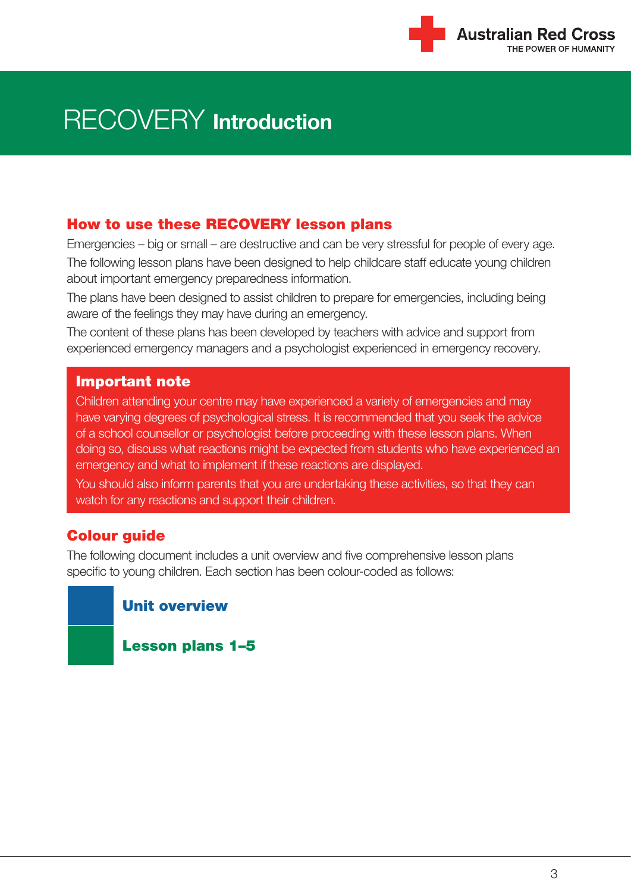# RECOVERY **Introduction**

## How to use these RECOVERY lesson plans

Emergencies – big or small – are destructive and can be very stressful for people of every age.

The following lesson plans have been designed to help childcare staff educate young children about important emergency preparedness information.

The plans have been designed to assist children to prepare for emergencies, including being aware of the feelings they may have during an emergency.

The content of these plans has been developed by teachers with advice and support from experienced emergency managers and a psychologist experienced in emergency recovery.

### Important note

Children attending your centre may have experienced a variety of emergencies and may have varying degrees of psychological stress. It is recommended that you seek the advice of a school counsellor or psychologist before proceeding with these lesson plans. When doing so, discuss what reactions might be expected from students who have experienced an emergency and what to implement if these reactions are displayed.

You should also inform parents that you are undertaking these activities, so that they can watch for any reactions and support their children.

## Colour guide

The following document includes a unit overview and five comprehensive lesson plans specific to young children. Each section has been colour-coded as follows:

- **Unit overview**
- **Lesson plans 1–5**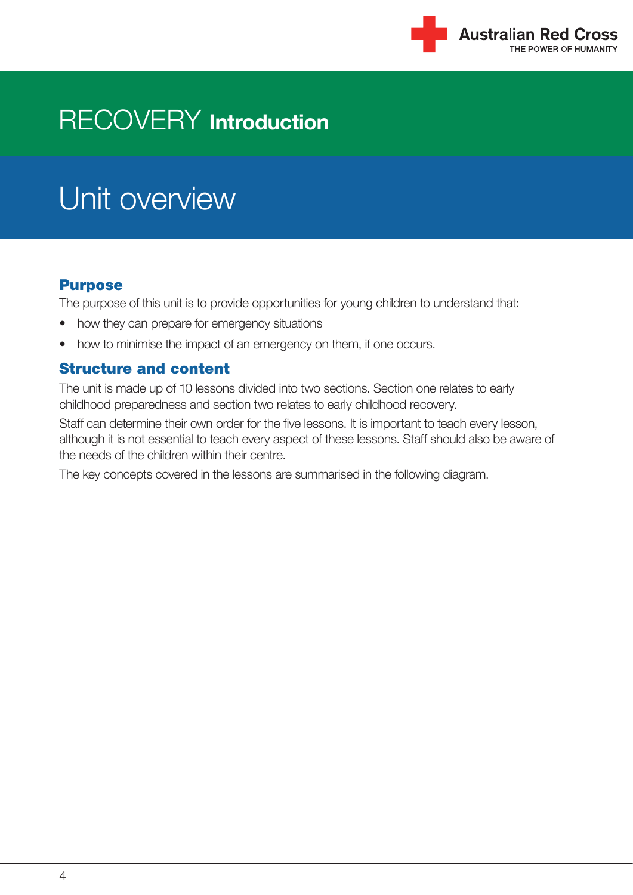# RECOVERY **Introduction**

## Unit overview

### Purpose

The purpose of this unit is to provide opportunities for young children to understand that:

- how they can prepare for emergency situations
- how to minimise the impact of an emergency on them, if one occurs.

### Structure and content

The unit is made up of 10 lessons divided into two sections. Section one relates to early childhood preparedness and section two relates to early childhood recovery.

Staff can determine their own order for the five lessons. It is important to teach every lesson, although it is not essential to teach every aspect of these lessons. Staff should also be aware of the needs of the children within their centre.

The key concepts covered in the lessons are summarised in the following diagram.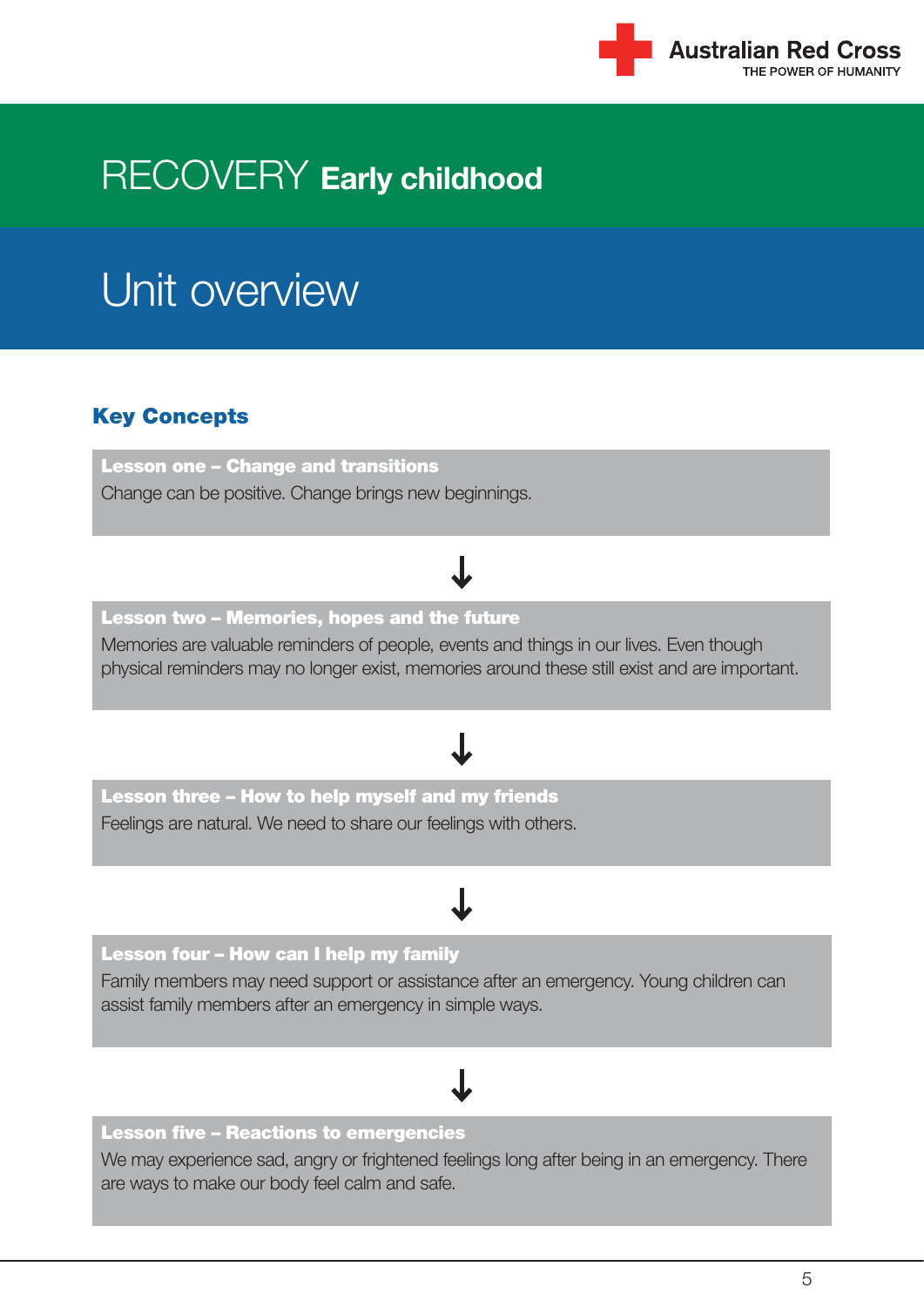# RECOVERY **Early childhood**

## Unit overview

### Key Concepts

**Lesson one – Change and transitions**

Change can be positive. Change brings new beginnings.

↓

**Lesson two – Memories, hopes and the future**

Memories are valuable reminders of people, events and things in our lives. Even though physical reminders may no longer exist, memories around these still exist and are important.

↓

**Lesson three – How to help myself and my friends**

Feelings are natural. We need to share our feelings with others.

↓

**Lesson four – How can I help my family**

Family members may need support or assistance after an emergency. Young children can assist family members after an emergency in simple ways.

↓

**Lesson five – Reactions to emergencies**

We may experience sad, angry or frightened feelings long after being in an emergency. There are ways to make our body feel calm and safe.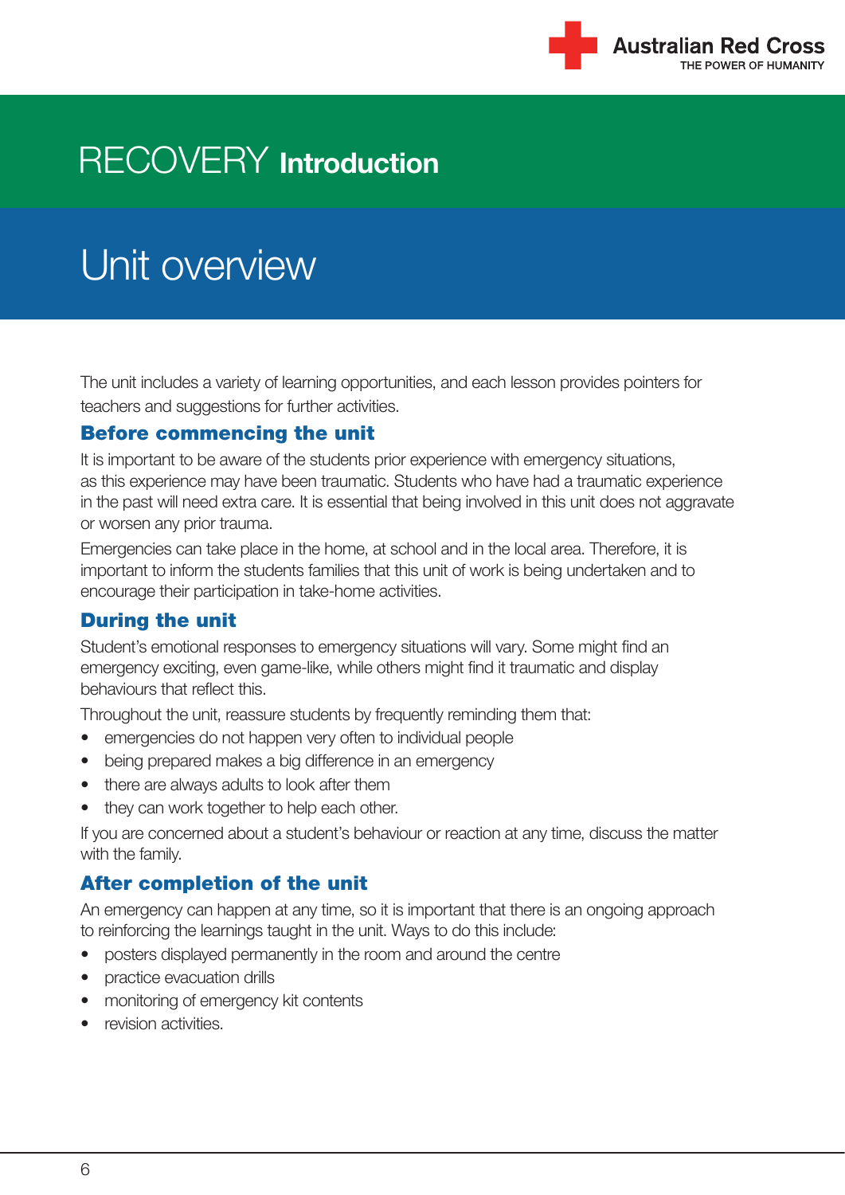# RECOVERY **Introduction**

## Unit overview

The unit includes a variety of learning opportunities, and each lesson provides pointers for teachers and suggestions for further activities.

### Before commencing the unit

It is important to be aware of the students prior experience with emergency situations, as this experience may have been traumatic. Students who have had a traumatic experience in the past will need extra care. It is essential that being involved in this unit does not aggravate or worsen any prior trauma.

Emergencies can take place in the home, at school and in the local area. Therefore, it is important to inform the students families that this unit of work is being undertaken and to encourage their participation in take-home activities.

### During the unit

Student's emotional responses to emergency situations will vary. Some might find an emergency exciting, even game-like, while others might find it traumatic and display behaviours that reflect this.

Throughout the unit, reassure students by frequently reminding them that:

- emergencies do not happen very often to individual people
- being prepared makes a big difference in an emergency
- there are always adults to look after them
- they can work together to help each other.

If you are concerned about a student's behaviour or reaction at any time, discuss the matter with the family.

### After completion of the unit

An emergency can happen at any time, so it is important that there is an ongoing approach to reinforcing the learnings taught in the unit. Ways to do this include:

- posters displayed permanently in the room and around the centre
- practice evacuation drills
- monitoring of emergency kit contents
- revision activities.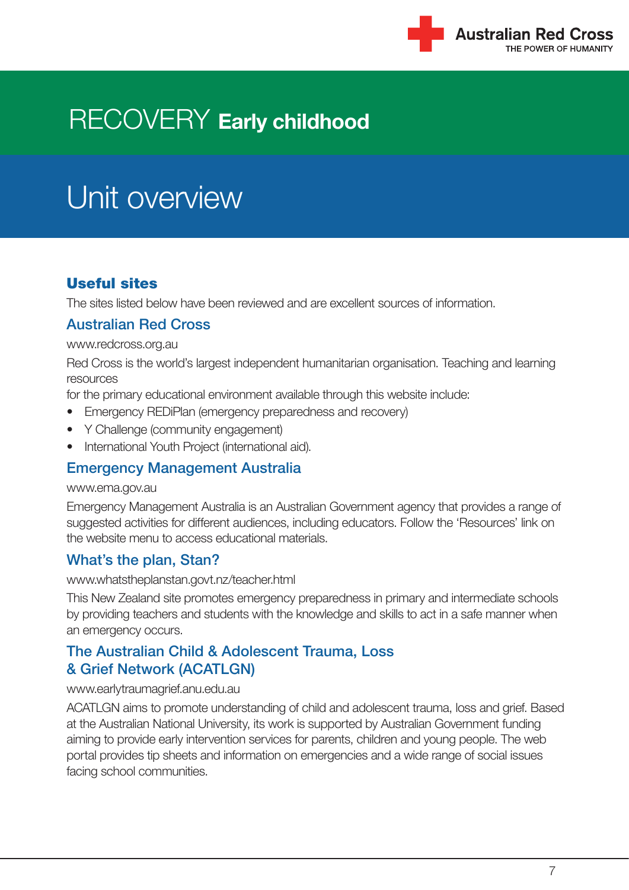# RECOVERY **Early childhood**

# Unit overview

## Useful sites

The sites listed below have been reviewed and are excellent sources of information.

### Australian Red Cross

www.redcross.org.au

Red Cross is the world's largest independent humanitarian organisation. Teaching and learning resources
for the primary educational environment available through this website include:

- Emergency REDiPlan (emergency preparedness and recovery)
- Y Challenge (community engagement)
- International Youth Project (international aid).

### Emergency Management Australia

www.ema.gov.au

Emergency Management Australia is an Australian Government agency that provides a range of suggested activities for different audiences, including educators. Follow the 'Resources' link on the website menu to access educational materials.

### What's the plan, Stan?

www.whatstheplanstan.govt.nz/teacher.html

This New Zealand site promotes emergency preparedness in primary and intermediate schools by providing teachers and students with the knowledge and skills to act in a safe manner when an emergency occurs.

### The Australian Child & Adolescent Trauma, Loss & Grief Network (ACATLGN)

www.earlytraumagrief.anu.edu.au

ACATLGN aims to promote understanding of child and adolescent trauma, loss and grief. Based at the Australian National University, its work is supported by Australian Government funding aiming to provide early intervention services for parents, children and young people. The web portal provides tip sheets and information on emergencies and a wide range of social issues facing school communities.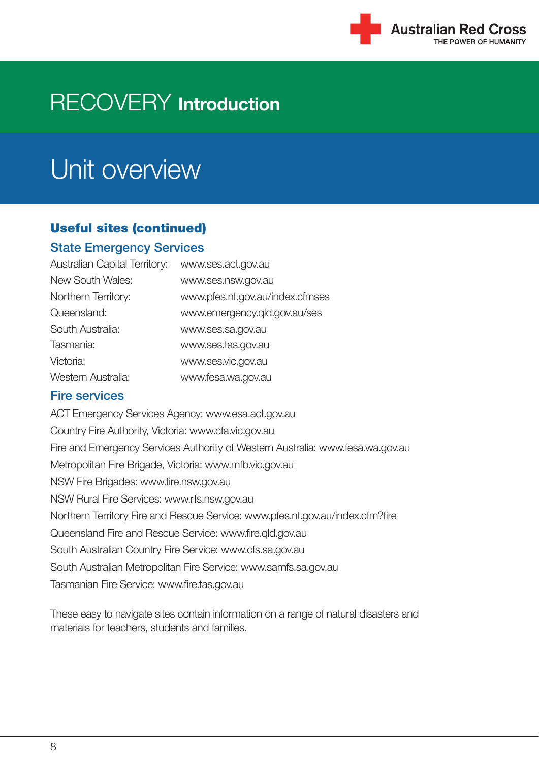# RECOVERY **Introduction**

## Unit overview

### Useful sites (continued)

#### State Emergency Services

| | |
|---|---|
| Australian Capital Territory: | www.ses.act.gov.au |
| New South Wales: | www.ses.nsw.gov.au |
| Northern Territory: | www.pfes.nt.gov.au/index.cfmses |
| Queensland: | www.emergency.qld.gov.au/ses |
| South Australia: | www.ses.sa.gov.au |
| Tasmania: | www.ses.tas.gov.au |
| Victoria: | www.ses.vic.gov.au |
| Western Australia: | www.fesa.wa.gov.au |

#### Fire services

ACT Emergency Services Agency: www.esa.act.gov.au

Country Fire Authority, Victoria: www.cfa.vic.gov.au

Fire and Emergency Services Authority of Western Australia: www.fesa.wa.gov.au

Metropolitan Fire Brigade, Victoria: www.mfb.vic.gov.au

NSW Fire Brigades: www.fire.nsw.gov.au

NSW Rural Fire Services: www.rfs.nsw.gov.au

Northern Territory Fire and Rescue Service: www.pfes.nt.gov.au/index.cfm?fire

Queensland Fire and Rescue Service: www.fire.qld.gov.au

South Australian Country Fire Service: www.cfs.sa.gov.au

South Australian Metropolitan Fire Service: www.samfs.sa.gov.au

Tasmanian Fire Service: www.fire.tas.gov.au

These easy to navigate sites contain information on a range of natural disasters and materials for teachers, students and families.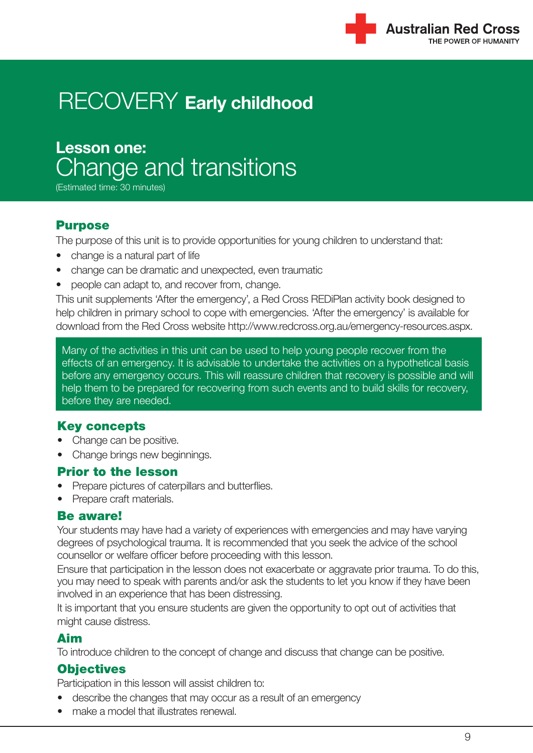# RECOVERY **Early childhood**

## Lesson one:
## Change and transitions

(Estimated time: 30 minutes)

### Purpose

The purpose of this unit is to provide opportunities for young children to understand that:

- change is a natural part of life
- change can be dramatic and unexpected, even traumatic
- people can adapt to, and recover from, change.

This unit supplements 'After the emergency', a Red Cross REDiPlan activity book designed to help children in primary school to cope with emergencies. 'After the emergency' is available for download from the Red Cross website http://www.redcross.org.au/emergency-resources.aspx.

> Many of the activities in this unit can be used to help young people recover from the effects of an emergency. It is advisable to undertake the activities on a hypothetical basis before any emergency occurs. This will reassure children that recovery is possible and will help them to be prepared for recovering from such events and to build skills for recovery, before they are needed.

### Key concepts

- Change can be positive.
- Change brings new beginnings.

### Prior to the lesson

- Prepare pictures of caterpillars and butterflies.
- Prepare craft materials.

### Be aware!

Your students may have had a variety of experiences with emergencies and may have varying degrees of psychological trauma. It is recommended that you seek the advice of the school counsellor or welfare officer before proceeding with this lesson.

Ensure that participation in the lesson does not exacerbate or aggravate prior trauma. To do this, you may need to speak with parents and/or ask the students to let you know if they have been involved in an experience that has been distressing.

It is important that you ensure students are given the opportunity to opt out of activities that might cause distress.

### Aim

To introduce children to the concept of change and discuss that change can be positive.

### Objectives

Participation in this lesson will assist children to:

- describe the changes that may occur as a result of an emergency
- make a model that illustrates renewal.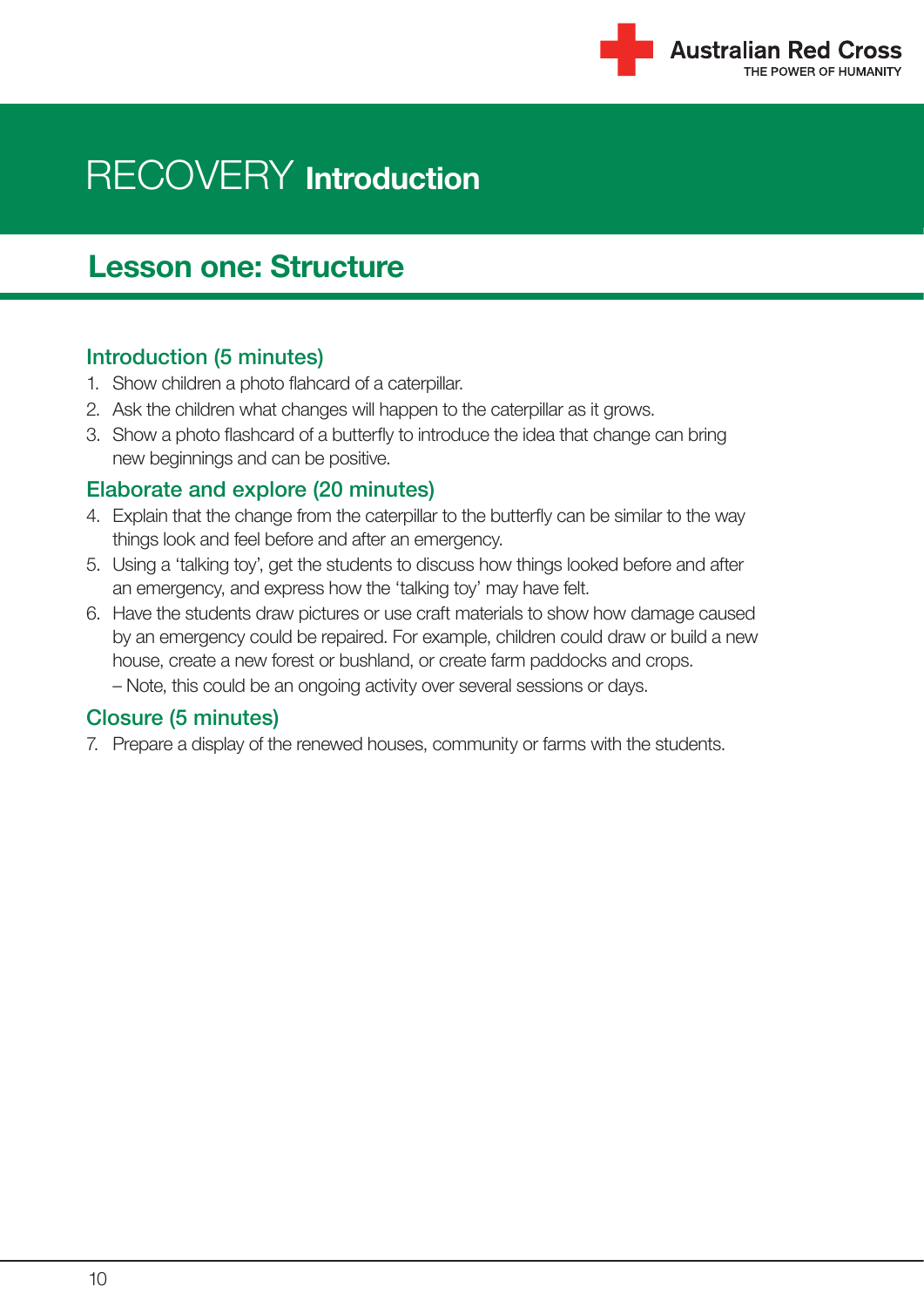# RECOVERY **Introduction**

## Lesson one: Structure

### Introduction (5 minutes)

1. Show children a photo flahcard of a caterpillar.
2. Ask the children what changes will happen to the caterpillar as it grows.
3. Show a photo flashcard of a butterfly to introduce the idea that change can bring new beginnings and can be positive.

### Elaborate and explore (20 minutes)

4. Explain that the change from the caterpillar to the butterfly can be similar to the way things look and feel before and after an emergency.
5. Using a 'talking toy', get the students to discuss how things looked before and after an emergency, and express how the 'talking toy' may have felt.
6. Have the students draw pictures or use craft materials to show how damage caused by an emergency could be repaired. For example, children could draw or build a new house, create a new forest or bushland, or create farm paddocks and crops.
   – Note, this could be an ongoing activity over several sessions or days.

### Closure (5 minutes)

7. Prepare a display of the renewed houses, community or farms with the students.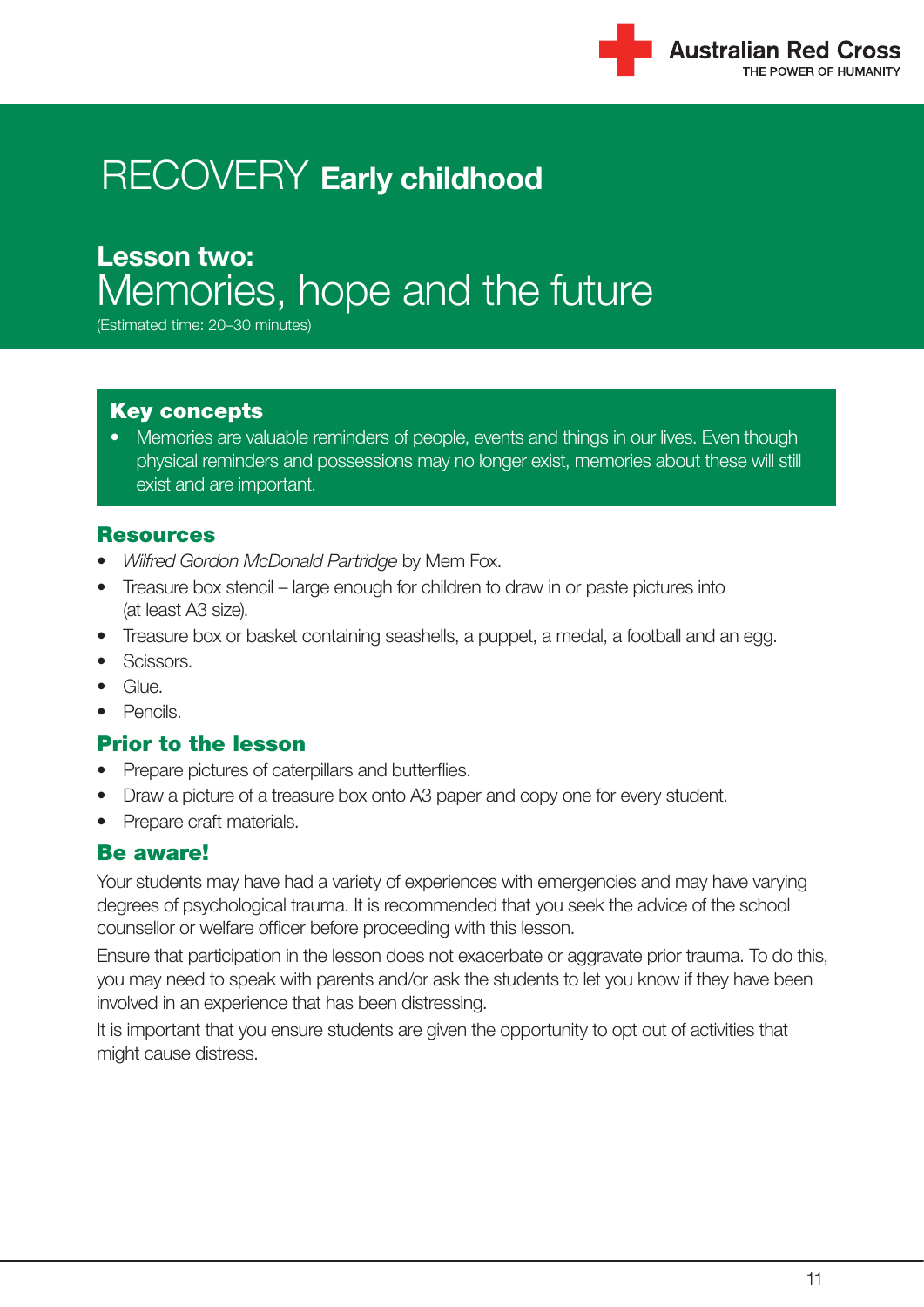Australian Red Cross
THE POWER OF HUMANITY

# RECOVERY **Early childhood**

## Lesson two:
## Memories, hope and the future

(Estimated time: 20–30 minutes)

### Key concepts

- Memories are valuable reminders of people, events and things in our lives. Even though physical reminders and possessions may no longer exist, memories about these will still exist and are important.

### Resources

- *Wilfred Gordon McDonald Partridge* by Mem Fox.
- Treasure box stencil – large enough for children to draw in or paste pictures into (at least A3 size).
- Treasure box or basket containing seashells, a puppet, a medal, a football and an egg.
- Scissors.
- Glue.
- Pencils.

### Prior to the lesson

- Prepare pictures of caterpillars and butterflies.
- Draw a picture of a treasure box onto A3 paper and copy one for every student.
- Prepare craft materials.

### Be aware!

Your students may have had a variety of experiences with emergencies and may have varying degrees of psychological trauma. It is recommended that you seek the advice of the school counsellor or welfare officer before proceeding with this lesson.

Ensure that participation in the lesson does not exacerbate or aggravate prior trauma. To do this, you may need to speak with parents and/or ask the students to let you know if they have been involved in an experience that has been distressing.

It is important that you ensure students are given the opportunity to opt out of activities that might cause distress.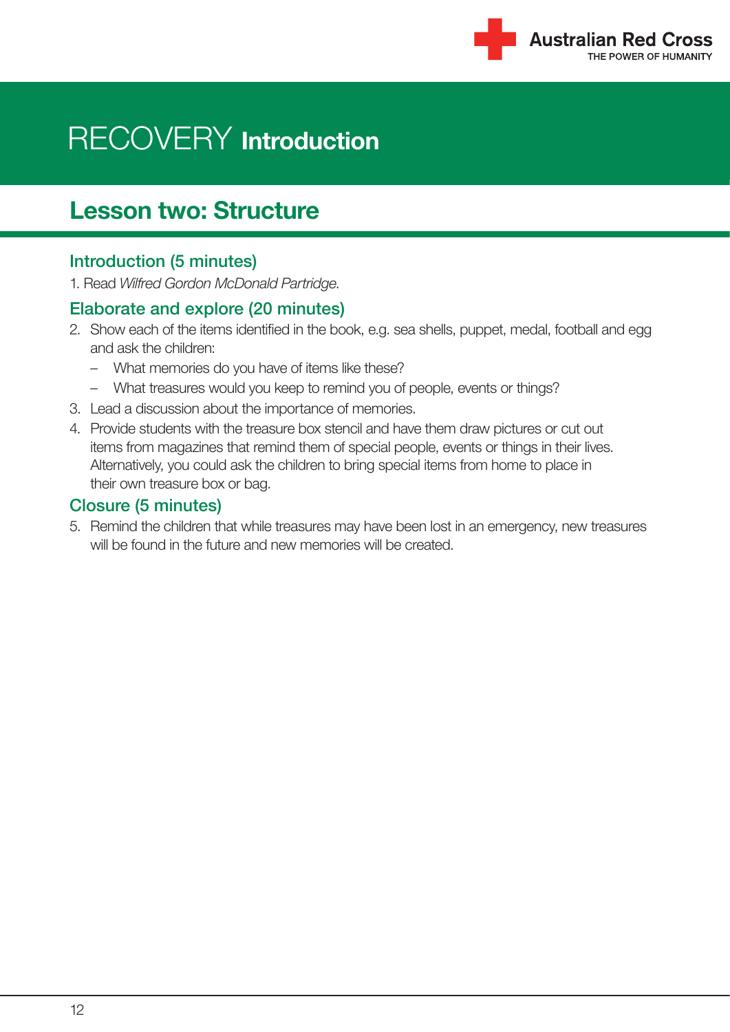# RECOVERY **Introduction**

## Lesson two: Structure

### Introduction (5 minutes)

1. Read *Wilfred Gordon McDonald Partridge*.

### Elaborate and explore (20 minutes)

2. Show each of the items identified in the book, e.g. sea shells, puppet, medal, football and egg and ask the children:
   - What memories do you have of items like these?
   - What treasures would you keep to remind you of people, events or things?
3. Lead a discussion about the importance of memories.
4. Provide students with the treasure box stencil and have them draw pictures or cut out items from magazines that remind them of special people, events or things in their lives. Alternatively, you could ask the children to bring special items from home to place in their own treasure box or bag.

### Closure (5 minutes)

5. Remind the children that while treasures may have been lost in an emergency, new treasures will be found in the future and new memories will be created.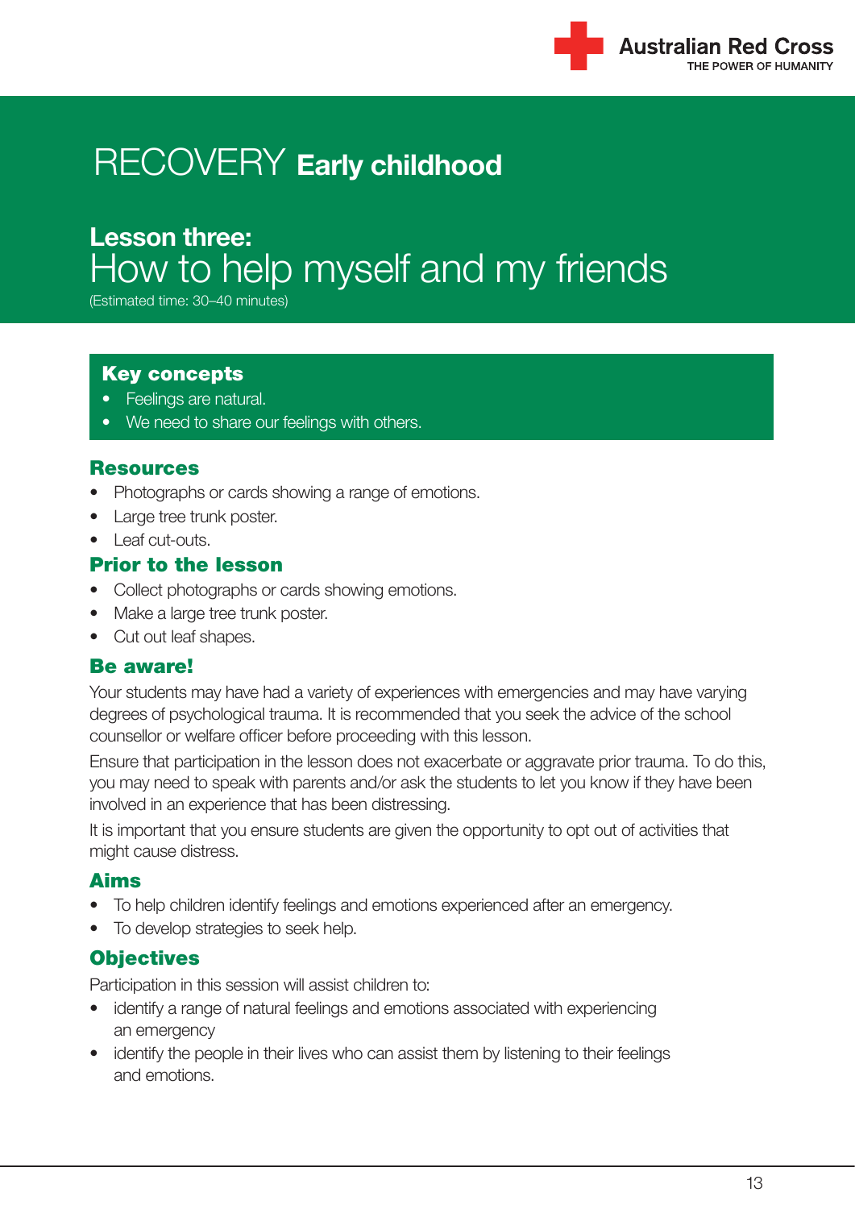Australian Red Cross
THE POWER OF HUMANITY

# RECOVERY **Early childhood**

## Lesson three:
## How to help myself and my friends

(Estimated time: 30–40 minutes)

### Key concepts

- Feelings are natural.
- We need to share our feelings with others.

### Resources

- Photographs or cards showing a range of emotions.
- Large tree trunk poster.
- Leaf cut-outs.

### Prior to the lesson

- Collect photographs or cards showing emotions.
- Make a large tree trunk poster.
- Cut out leaf shapes.

### Be aware!

Your students may have had a variety of experiences with emergencies and may have varying degrees of psychological trauma. It is recommended that you seek the advice of the school counsellor or welfare officer before proceeding with this lesson.

Ensure that participation in the lesson does not exacerbate or aggravate prior trauma. To do this, you may need to speak with parents and/or ask the students to let you know if they have been involved in an experience that has been distressing.

It is important that you ensure students are given the opportunity to opt out of activities that might cause distress.

### Aims

- To help children identify feelings and emotions experienced after an emergency.
- To develop strategies to seek help.

### Objectives

Participation in this session will assist children to:

- identify a range of natural feelings and emotions associated with experiencing an emergency
- identify the people in their lives who can assist them by listening to their feelings and emotions.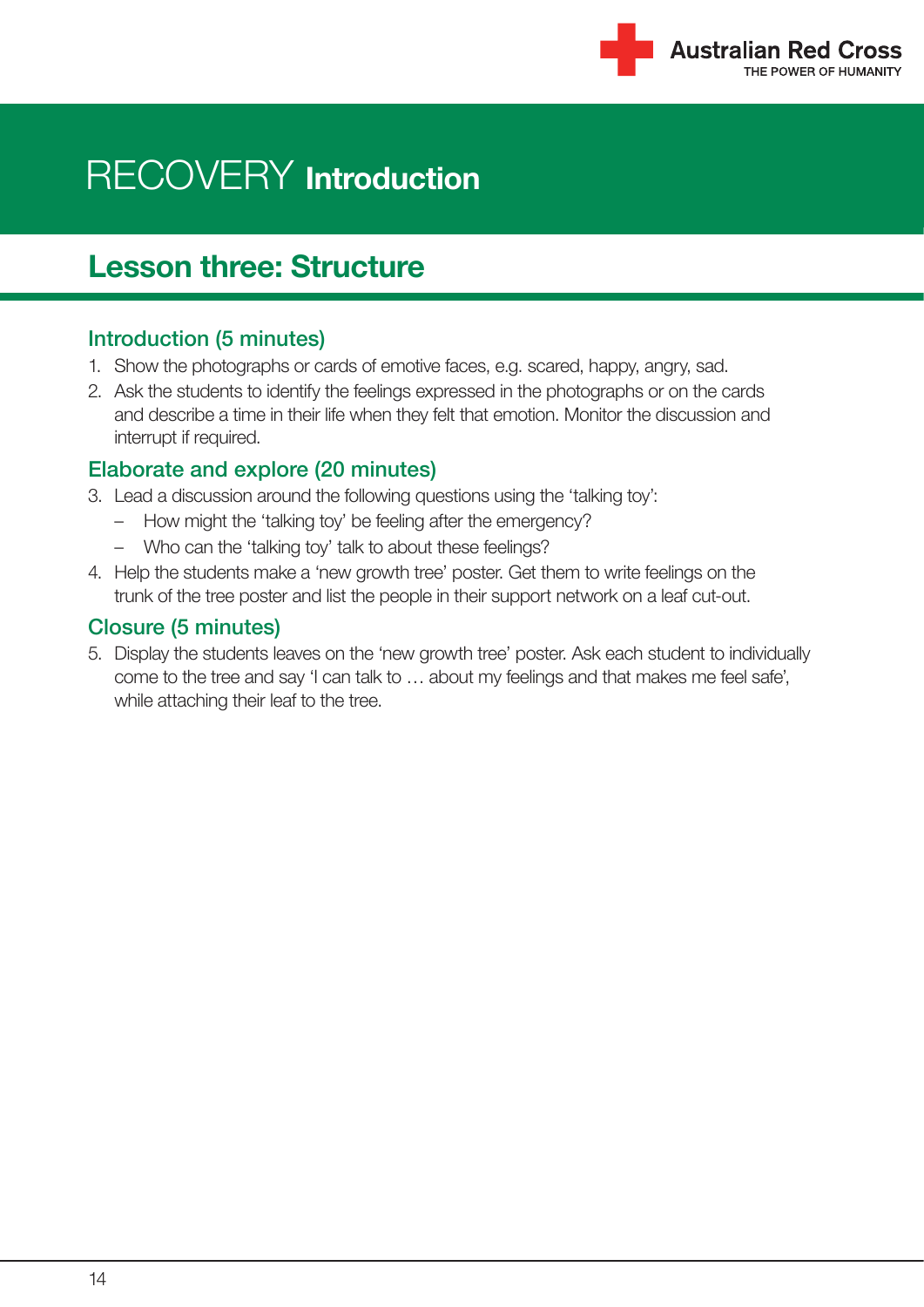# RECOVERY **Introduction**

## Lesson three: Structure

### Introduction (5 minutes)

1. Show the photographs or cards of emotive faces, e.g. scared, happy, angry, sad.
2. Ask the students to identify the feelings expressed in the photographs or on the cards and describe a time in their life when they felt that emotion. Monitor the discussion and interrupt if required.

### Elaborate and explore (20 minutes)

3. Lead a discussion around the following questions using the 'talking toy':
   - How might the 'talking toy' be feeling after the emergency?
   - Who can the 'talking toy' talk to about these feelings?
4. Help the students make a 'new growth tree' poster. Get them to write feelings on the trunk of the tree poster and list the people in their support network on a leaf cut-out.

### Closure (5 minutes)

5. Display the students leaves on the 'new growth tree' poster. Ask each student to individually come to the tree and say 'I can talk to … about my feelings and that makes me feel safe', while attaching their leaf to the tree.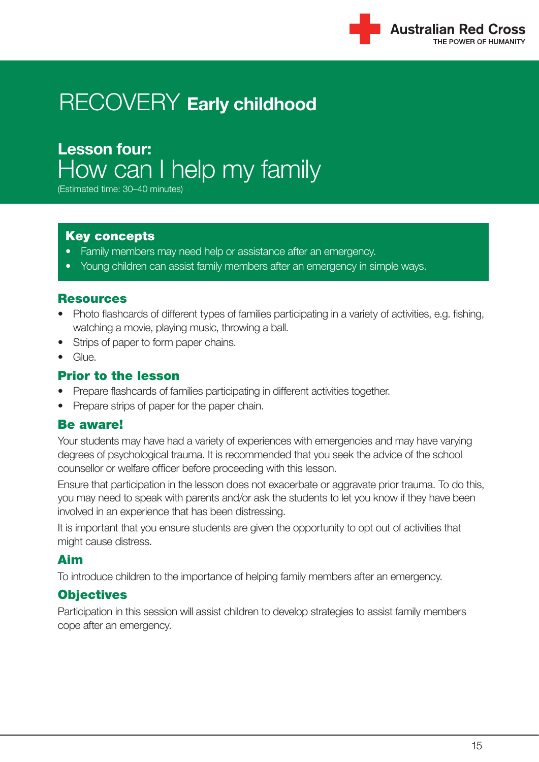Australian Red Cross
THE POWER OF HUMANITY

# RECOVERY **Early childhood**

## Lesson four:
## How can I help my family

(Estimated time: 30–40 minutes)

### Key concepts

- Family members may need help or assistance after an emergency.
- Young children can assist family members after an emergency in simple ways.

### Resources

- Photo flashcards of different types of families participating in a variety of activities, e.g. fishing, watching a movie, playing music, throwing a ball.
- Strips of paper to form paper chains.
- Glue.

### Prior to the lesson

- Prepare flashcards of families participating in different activities together.
- Prepare strips of paper for the paper chain.

### Be aware!

Your students may have had a variety of experiences with emergencies and may have varying degrees of psychological trauma. It is recommended that you seek the advice of the school counsellor or welfare officer before proceeding with this lesson.

Ensure that participation in the lesson does not exacerbate or aggravate prior trauma. To do this, you may need to speak with parents and/or ask the students to let you know if they have been involved in an experience that has been distressing.

It is important that you ensure students are given the opportunity to opt out of activities that might cause distress.

### Aim

To introduce children to the importance of helping family members after an emergency.

### Objectives

Participation in this session will assist children to develop strategies to assist family members cope after an emergency.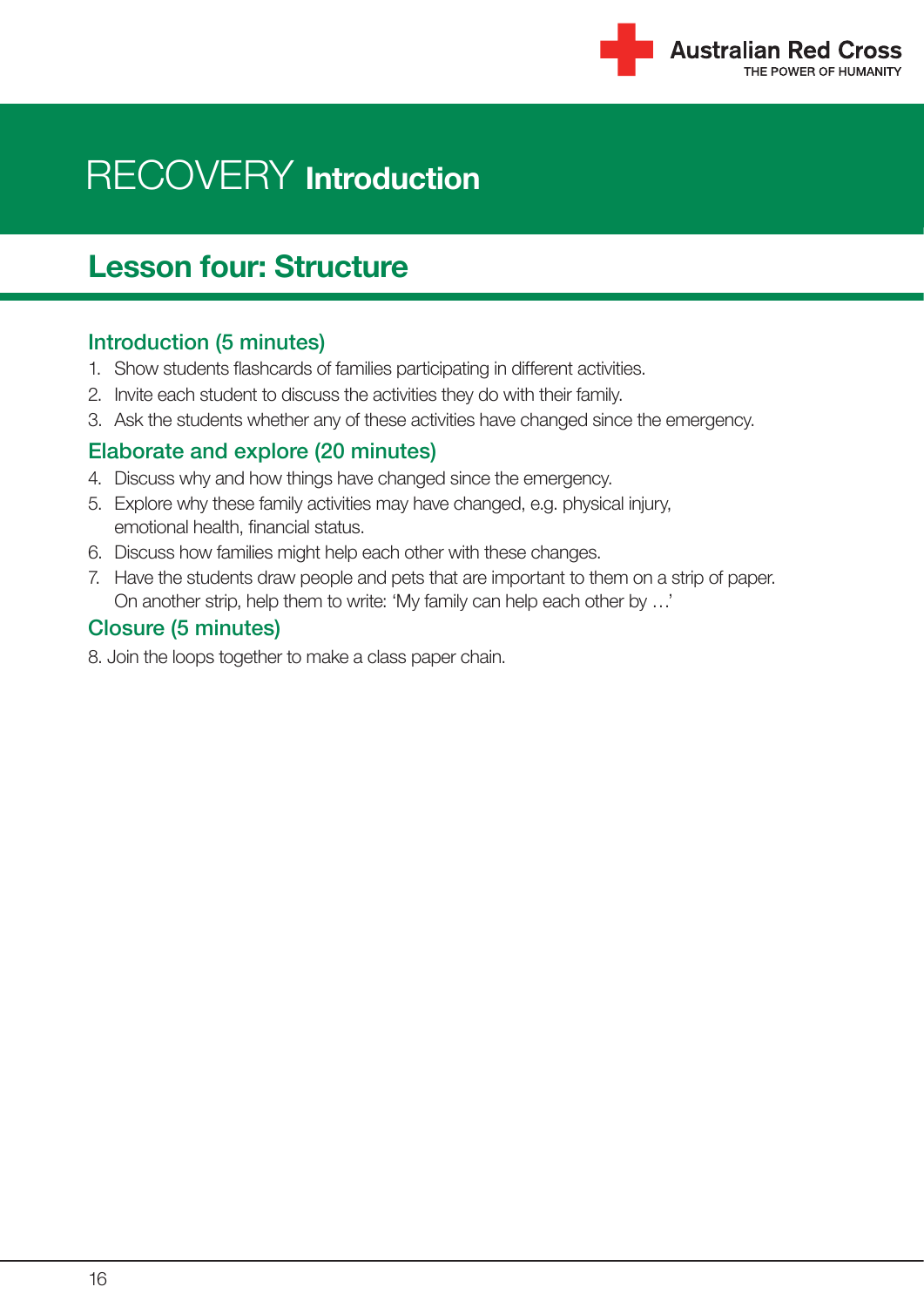# RECOVERY **Introduction**

## Lesson four: Structure

### Introduction (5 minutes)

1. Show students flashcards of families participating in different activities.
2. Invite each student to discuss the activities they do with their family.
3. Ask the students whether any of these activities have changed since the emergency.

### Elaborate and explore (20 minutes)

4. Discuss why and how things have changed since the emergency.
5. Explore why these family activities may have changed, e.g. physical injury, emotional health, financial status.
6. Discuss how families might help each other with these changes.
7. Have the students draw people and pets that are important to them on a strip of paper. On another strip, help them to write: 'My family can help each other by …'

### Closure (5 minutes)

8. Join the loops together to make a class paper chain.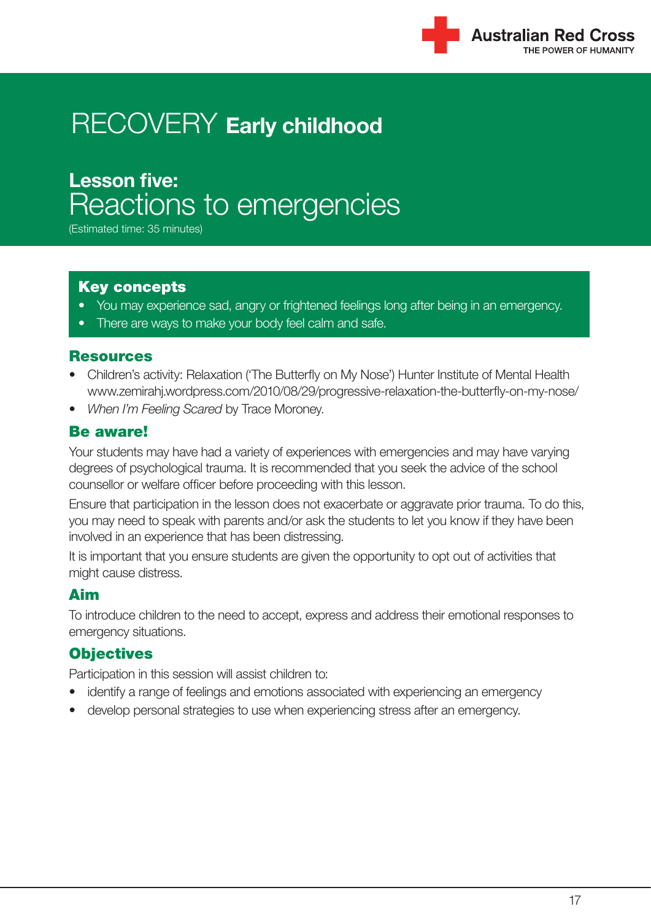# RECOVERY **Early childhood**

## Lesson five:
# Reactions to emergencies

(Estimated time: 35 minutes)

### Key concepts

- You may experience sad, angry or frightened feelings long after being in an emergency.
- There are ways to make your body feel calm and safe.

### Resources

- Children's activity: Relaxation ('The Butterfly on My Nose') Hunter Institute of Mental Health www.zemirahj.wordpress.com/2010/08/29/progressive-relaxation-the-butterfly-on-my-nose/
- *When I'm Feeling Scared* by Trace Moroney.

### Be aware!

Your students may have had a variety of experiences with emergencies and may have varying degrees of psychological trauma. It is recommended that you seek the advice of the school counsellor or welfare officer before proceeding with this lesson.

Ensure that participation in the lesson does not exacerbate or aggravate prior trauma. To do this, you may need to speak with parents and/or ask the students to let you know if they have been involved in an experience that has been distressing.

It is important that you ensure students are given the opportunity to opt out of activities that might cause distress.

### Aim

To introduce children to the need to accept, express and address their emotional responses to emergency situations.

### Objectives

Participation in this session will assist children to:

- identify a range of feelings and emotions associated with experiencing an emergency
- develop personal strategies to use when experiencing stress after an emergency.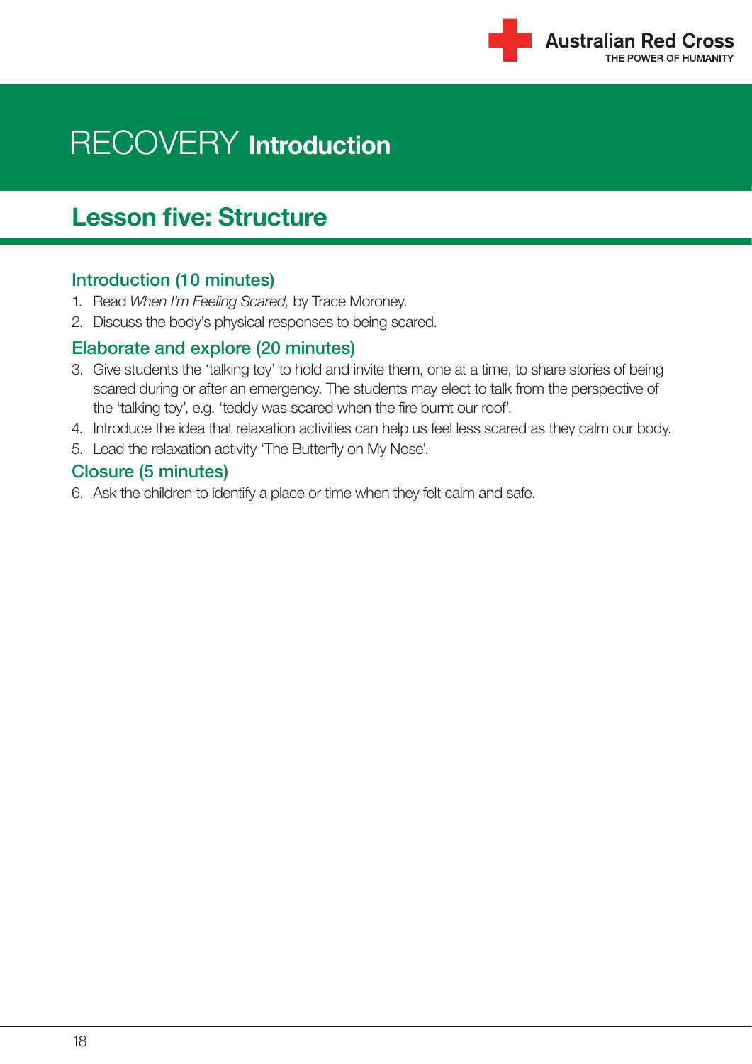# RECOVERY **Introduction**

## Lesson five: Structure

### Introduction (10 minutes)

1. Read *When I'm Feeling Scared,* by Trace Moroney.
2. Discuss the body's physical responses to being scared.

### Elaborate and explore (20 minutes)

3. Give students the 'talking toy' to hold and invite them, one at a time, to share stories of being scared during or after an emergency. The students may elect to talk from the perspective of the 'talking toy', e.g. 'teddy was scared when the fire burnt our roof'.
4. Introduce the idea that relaxation activities can help us feel less scared as they calm our body.
5. Lead the relaxation activity 'The Butterfly on My Nose'.

### Closure (5 minutes)

6. Ask the children to identify a place or time when they felt calm and safe.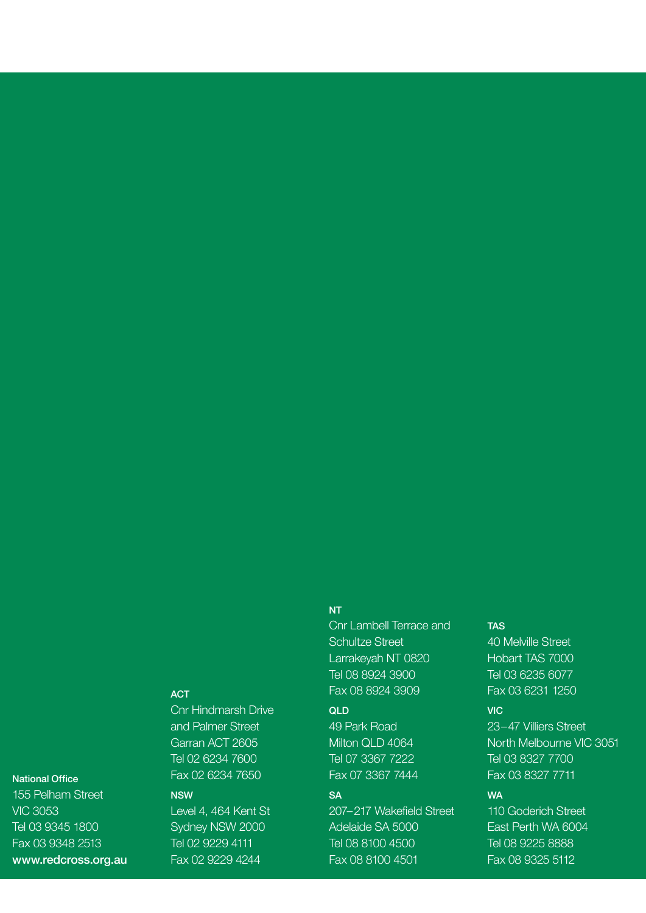**National Office**
155 Pelham Street
VIC 3053
Tel 03 9345 1800
Fax 03 9348 2513
**www.redcross.org.au**

**ACT**
Cnr Hindmarsh Drive
and Palmer Street
Garran ACT 2605
Tel 02 6234 7600
Fax 02 6234 7650

**NSW**
Level 4, 464 Kent St
Sydney NSW 2000
Tel 02 9229 4111
Fax 02 9229 4244

**NT**
Cnr Lambell Terrace and
Schultze Street
Larrakeyah NT 0820
Tel 08 8924 3900
Fax 08 8924 3909

**QLD**
49 Park Road
Milton QLD 4064
Tel 07 3367 7222
Fax 07 3367 7444

**SA**
207–217 Wakefield Street
Adelaide SA 5000
Tel 08 8100 4500
Fax 08 8100 4501

**TAS**
40 Melville Street
Hobart TAS 7000
Tel 03 6235 6077
Fax 03 6231 1250

**VIC**
23–47 Villiers Street
North Melbourne VIC 3051
Tel 03 8327 7700
Fax 03 8327 7711

**WA**
110 Goderich Street
East Perth WA 6004
Tel 08 9225 8888
Fax 08 9325 5112